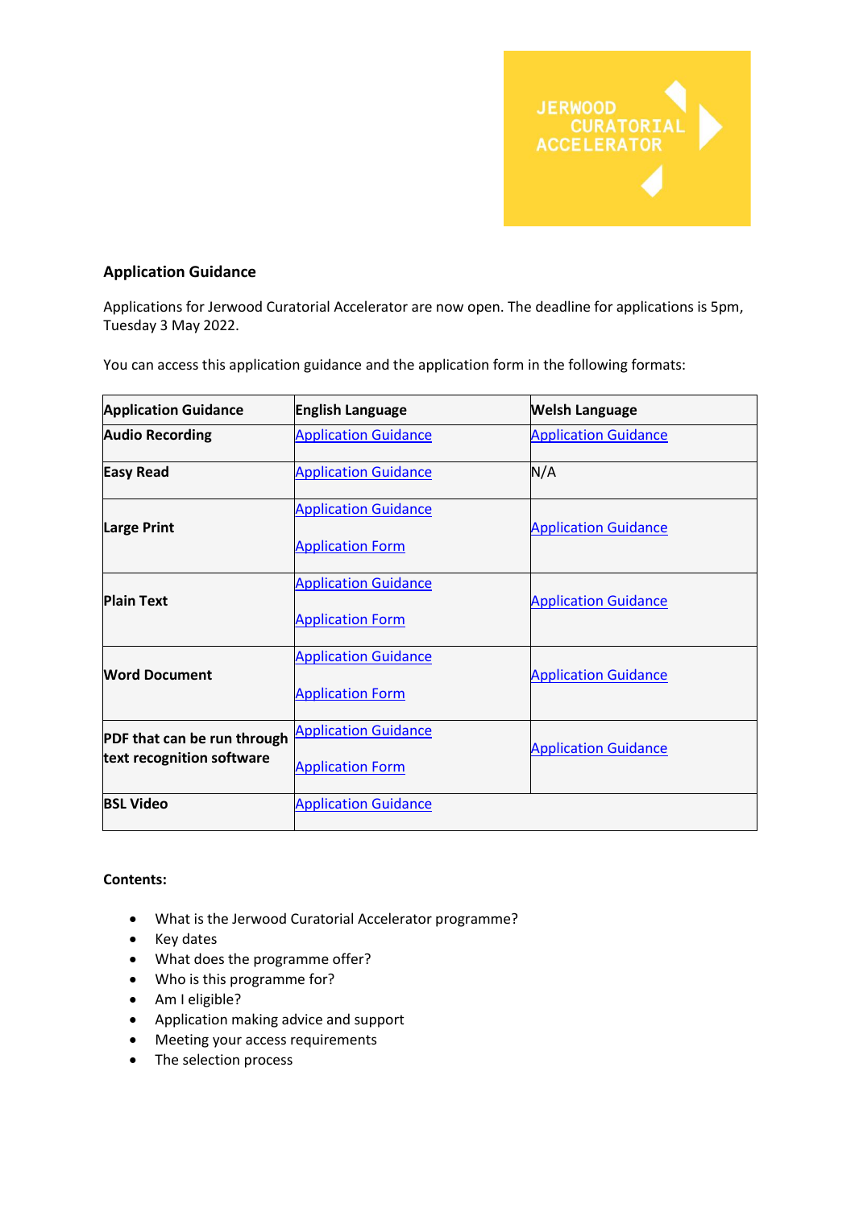JERWOOD CURATORIAL ACCELERATOR

## Application Guidance

Applications for Jerwood Curatorial Accelerator are now open. The deadline for applications is 5pm, Tuesday 3 May 2022.

You can access this application guidance and the application form in the following formats:

| Application Guidance | English Language | Welsh Language |
|---|---|---|
| **Audio Recording** | Application Guidance | Application Guidance |
| **Easy Read** | Application Guidance | N/A |
| **Large Print** | Application Guidance<br>Application Form | Application Guidance |
| **Plain Text** | Application Guidance<br>Application Form | Application Guidance |
| **Word Document** | Application Guidance<br>Application Form | Application Guidance |
| **PDF that can be run through text recognition software** | Application Guidance<br>Application Form | Application Guidance |
| **BSL Video** | Application Guidance | |

**Contents:**

- What is the Jerwood Curatorial Accelerator programme?
- Key dates
- What does the programme offer?
- Who is this programme for?
- Am I eligible?
- Application making advice and support
- Meeting your access requirements
- The selection process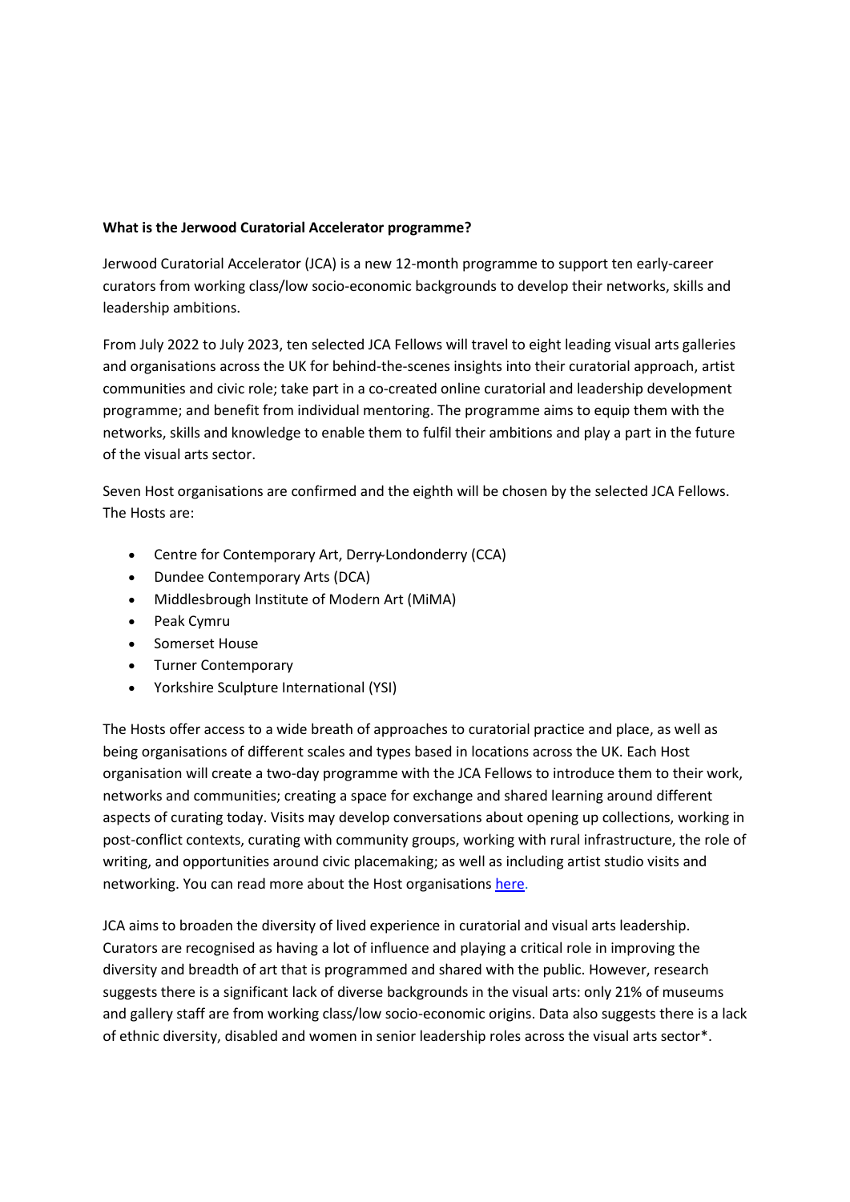**What is the Jerwood Curatorial Accelerator programme?**

Jerwood Curatorial Accelerator (JCA) is a new 12-month programme to support ten early-career curators from working class/low socio-economic backgrounds to develop their networks, skills and leadership ambitions.

From July 2022 to July 2023, ten selected JCA Fellows will travel to eight leading visual arts galleries and organisations across the UK for behind-the-scenes insights into their curatorial approach, artist communities and civic role; take part in a co-created online curatorial and leadership development programme; and benefit from individual mentoring. The programme aims to equip them with the networks, skills and knowledge to enable them to fulfil their ambitions and play a part in the future of the visual arts sector.

Seven Host organisations are confirmed and the eighth will be chosen by the selected JCA Fellows. The Hosts are:

- Centre for Contemporary Art, Derry-Londonderry (CCA)
- Dundee Contemporary Arts (DCA)
- Middlesbrough Institute of Modern Art (MiMA)
- Peak Cymru
- Somerset House
- Turner Contemporary
- Yorkshire Sculpture International (YSI)

The Hosts offer access to a wide breath of approaches to curatorial practice and place, as well as being organisations of different scales and types based in locations across the UK. Each Host organisation will create a two-day programme with the JCA Fellows to introduce them to their work, networks and communities; creating a space for exchange and shared learning around different aspects of curating today. Visits may develop conversations about opening up collections, working in post-conflict contexts, curating with community groups, working with rural infrastructure, the role of writing, and opportunities around civic placemaking; as well as including artist studio visits and networking. You can read more about the Host organisations [here.](#)

JCA aims to broaden the diversity of lived experience in curatorial and visual arts leadership. Curators are recognised as having a lot of influence and playing a critical role in improving the diversity and breadth of art that is programmed and shared with the public. However, research suggests there is a significant lack of diverse backgrounds in the visual arts: only 21% of museums and gallery staff are from working class/low socio-economic origins. Data also suggests there is a lack of ethnic diversity, disabled and women in senior leadership roles across the visual arts sector*.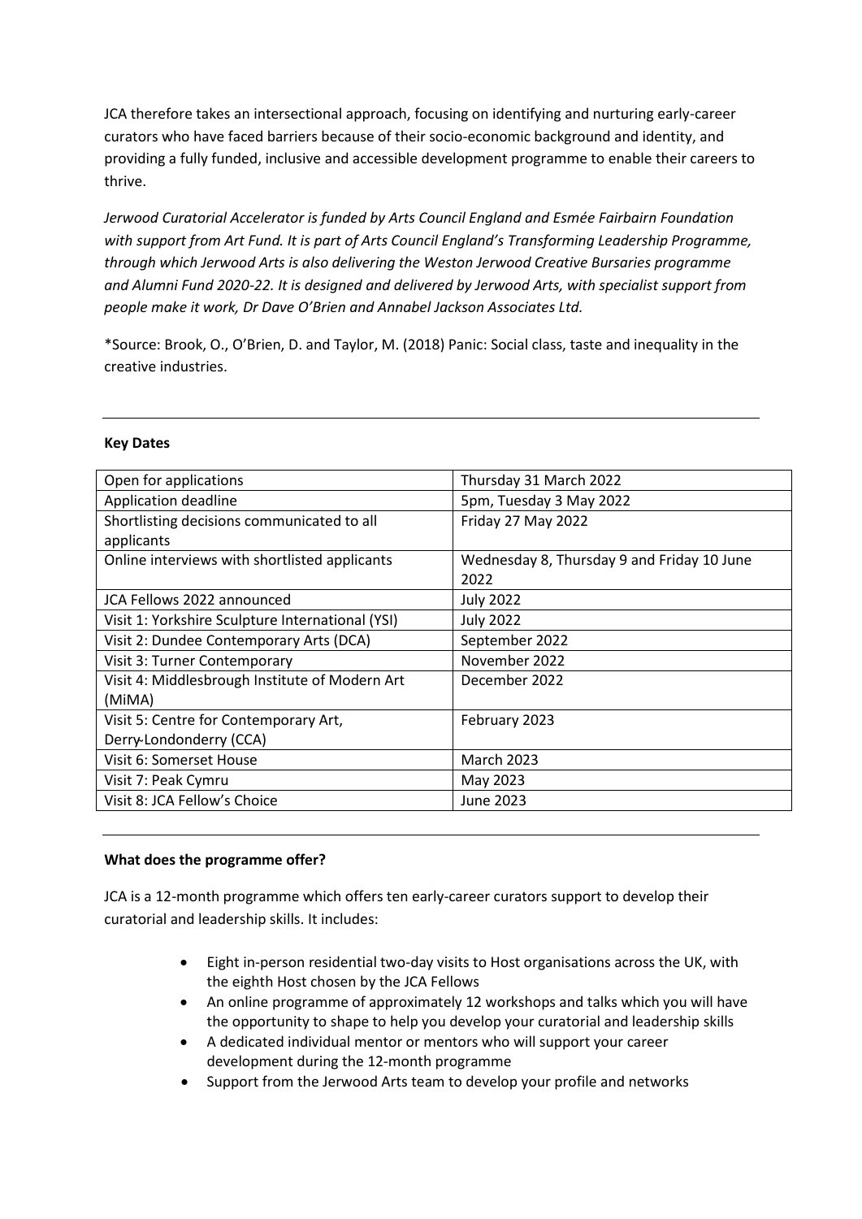JCA therefore takes an intersectional approach, focusing on identifying and nurturing early-career curators who have faced barriers because of their socio-economic background and identity, and providing a fully funded, inclusive and accessible development programme to enable their careers to thrive.

*Jerwood Curatorial Accelerator is funded by Arts Council England and Esmée Fairbairn Foundation with support from Art Fund. It is part of Arts Council England's Transforming Leadership Programme, through which Jerwood Arts is also delivering the Weston Jerwood Creative Bursaries programme and Alumni Fund 2020-22. It is designed and delivered by Jerwood Arts, with specialist support from people make it work, Dr Dave O'Brien and Annabel Jackson Associates Ltd.*

*Source: Brook, O., O'Brien, D. and Taylor, M. (2018) Panic: Social class, taste and inequality in the creative industries.

---

**Key Dates**

| | |
|---|---|
| Open for applications | Thursday 31 March 2022 |
| Application deadline | 5pm, Tuesday 3 May 2022 |
| Shortlisting decisions communicated to all applicants | Friday 27 May 2022 |
| Online interviews with shortlisted applicants | Wednesday 8, Thursday 9 and Friday 10 June 2022 |
| JCA Fellows 2022 announced | July 2022 |
| Visit 1: Yorkshire Sculpture International (YSI) | July 2022 |
| Visit 2: Dundee Contemporary Arts (DCA) | September 2022 |
| Visit 3: Turner Contemporary | November 2022 |
| Visit 4: Middlesbrough Institute of Modern Art (MiMA) | December 2022 |
| Visit 5: Centre for Contemporary Art, Derry-Londonderry (CCA) | February 2023 |
| Visit 6: Somerset House | March 2023 |
| Visit 7: Peak Cymru | May 2023 |
| Visit 8: JCA Fellow's Choice | June 2023 |

---

**What does the programme offer?**

JCA is a 12-month programme which offers ten early-career curators support to develop their curatorial and leadership skills. It includes:

- Eight in-person residential two-day visits to Host organisations across the UK, with the eighth Host chosen by the JCA Fellows
- An online programme of approximately 12 workshops and talks which you will have the opportunity to shape to help you develop your curatorial and leadership skills
- A dedicated individual mentor or mentors who will support your career development during the 12-month programme
- Support from the Jerwood Arts team to develop your profile and networks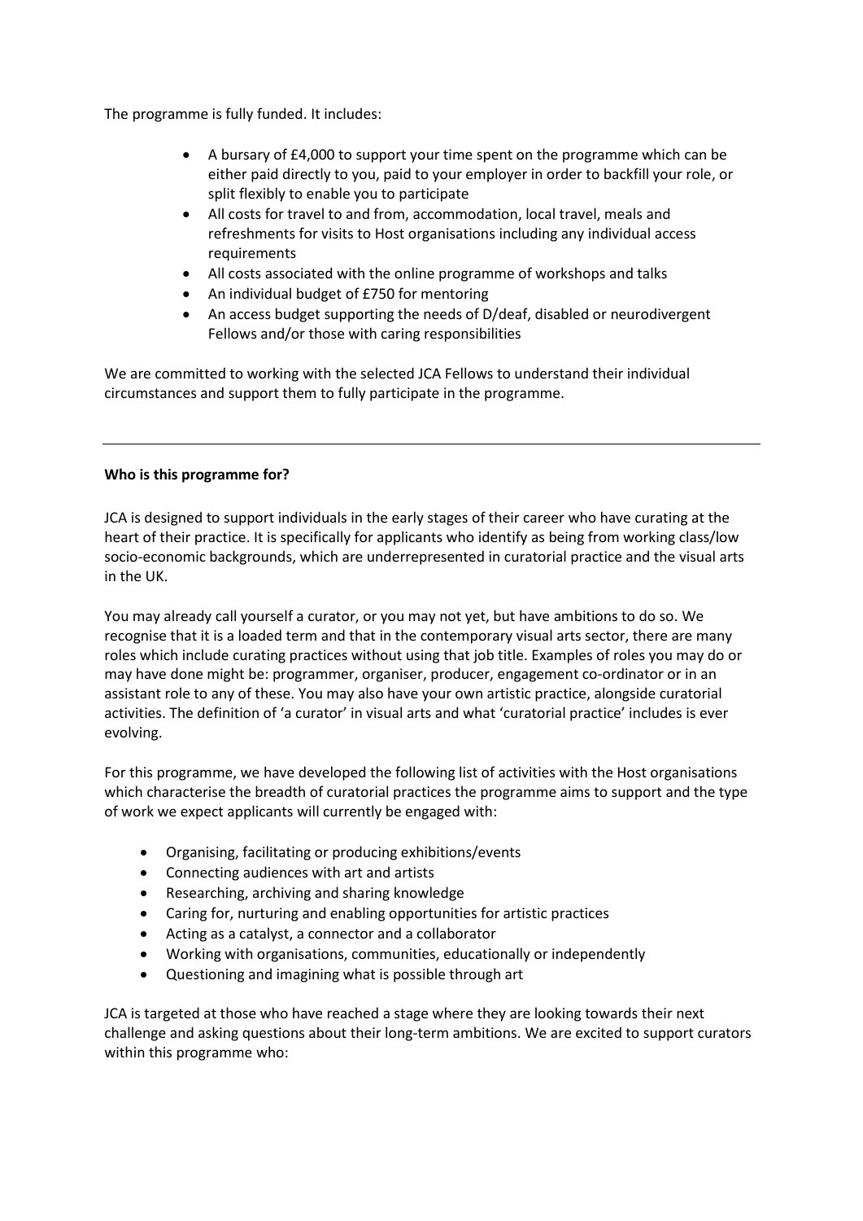The programme is fully funded. It includes:

- A bursary of £4,000 to support your time spent on the programme which can be either paid directly to you, paid to your employer in order to backfill your role, or split flexibly to enable you to participate
- All costs for travel to and from, accommodation, local travel, meals and refreshments for visits to Host organisations including any individual access requirements
- All costs associated with the online programme of workshops and talks
- An individual budget of £750 for mentoring
- An access budget supporting the needs of D/deaf, disabled or neurodivergent Fellows and/or those with caring responsibilities

We are committed to working with the selected JCA Fellows to understand their individual circumstances and support them to fully participate in the programme.

---

**Who is this programme for?**

JCA is designed to support individuals in the early stages of their career who have curating at the heart of their practice. It is specifically for applicants who identify as being from working class/low socio-economic backgrounds, which are underrepresented in curatorial practice and the visual arts in the UK.

You may already call yourself a curator, or you may not yet, but have ambitions to do so. We recognise that it is a loaded term and that in the contemporary visual arts sector, there are many roles which include curating practices without using that job title. Examples of roles you may do or may have done might be: programmer, organiser, producer, engagement co-ordinator or in an assistant role to any of these. You may also have your own artistic practice, alongside curatorial activities. The definition of 'a curator' in visual arts and what 'curatorial practice' includes is ever evolving.

For this programme, we have developed the following list of activities with the Host organisations which characterise the breadth of curatorial practices the programme aims to support and the type of work we expect applicants will currently be engaged with:

- Organising, facilitating or producing exhibitions/events
- Connecting audiences with art and artists
- Researching, archiving and sharing knowledge
- Caring for, nurturing and enabling opportunities for artistic practices
- Acting as a catalyst, a connector and a collaborator
- Working with organisations, communities, educationally or independently
- Questioning and imagining what is possible through art

JCA is targeted at those who have reached a stage where they are looking towards their next challenge and asking questions about their long-term ambitions. We are excited to support curators within this programme who: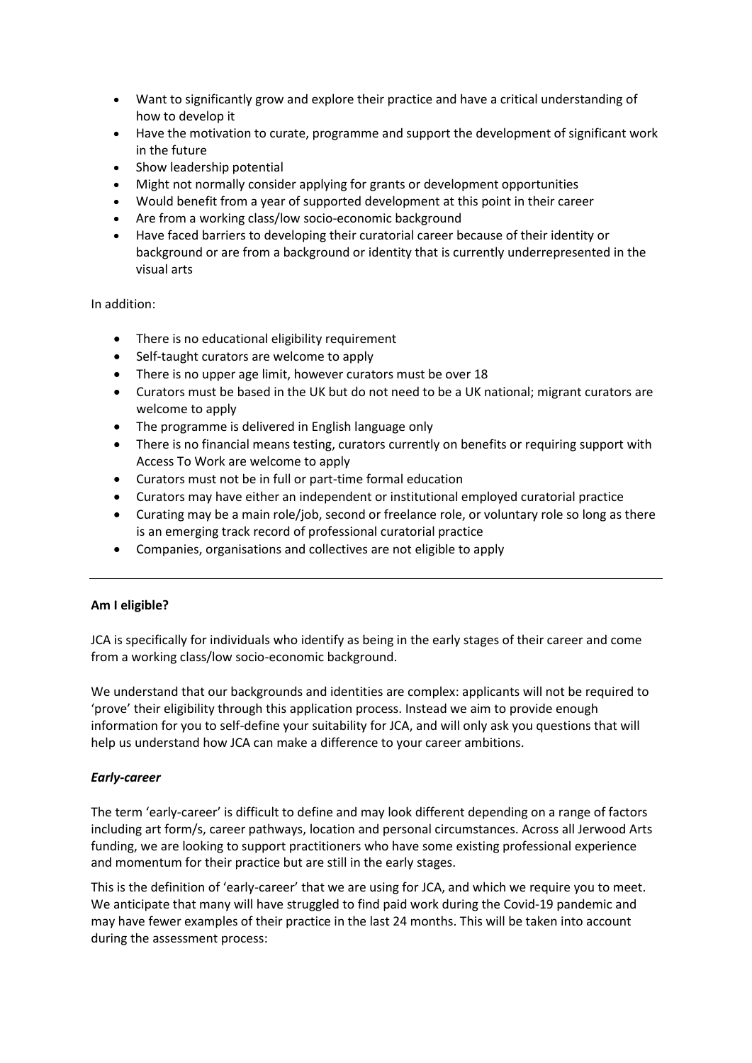- Want to significantly grow and explore their practice and have a critical understanding of how to develop it
- Have the motivation to curate, programme and support the development of significant work in the future
- Show leadership potential
- Might not normally consider applying for grants or development opportunities
- Would benefit from a year of supported development at this point in their career
- Are from a working class/low socio-economic background
- Have faced barriers to developing their curatorial career because of their identity or background or are from a background or identity that is currently underrepresented in the visual arts

In addition:

- There is no educational eligibility requirement
- Self-taught curators are welcome to apply
- There is no upper age limit, however curators must be over 18
- Curators must be based in the UK but do not need to be a UK national; migrant curators are welcome to apply
- The programme is delivered in English language only
- There is no financial means testing, curators currently on benefits or requiring support with Access To Work are welcome to apply
- Curators must not be in full or part-time formal education
- Curators may have either an independent or institutional employed curatorial practice
- Curating may be a main role/job, second or freelance role, or voluntary role so long as there is an emerging track record of professional curatorial practice
- Companies, organisations and collectives are not eligible to apply

---

**Am I eligible?**

JCA is specifically for individuals who identify as being in the early stages of their career and come from a working class/low socio-economic background.

We understand that our backgrounds and identities are complex: applicants will not be required to 'prove' their eligibility through this application process. Instead we aim to provide enough information for you to self-define your suitability for JCA, and will only ask you questions that will help us understand how JCA can make a difference to your career ambitions.

***Early-career***

The term 'early-career' is difficult to define and may look different depending on a range of factors including art form/s, career pathways, location and personal circumstances. Across all Jerwood Arts funding, we are looking to support practitioners who have some existing professional experience and momentum for their practice but are still in the early stages.

This is the definition of 'early-career' that we are using for JCA, and which we require you to meet. We anticipate that many will have struggled to find paid work during the Covid-19 pandemic and may have fewer examples of their practice in the last 24 months. This will be taken into account during the assessment process: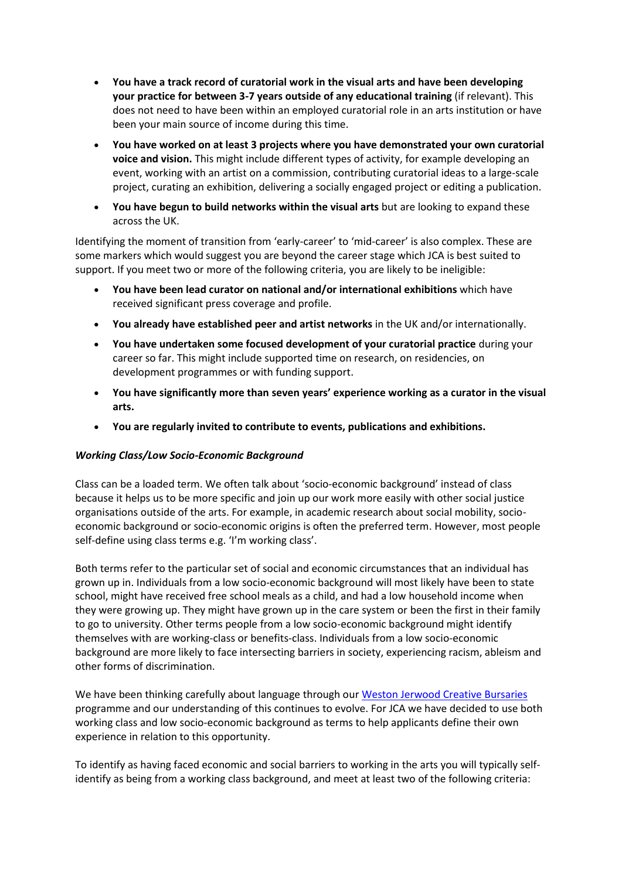- **You have a track record of curatorial work in the visual arts and have been developing your practice for between 3-7 years outside of any educational training** (if relevant). This does not need to have been within an employed curatorial role in an arts institution or have been your main source of income during this time.
- **You have worked on at least 3 projects where you have demonstrated your own curatorial voice and vision.** This might include different types of activity, for example developing an event, working with an artist on a commission, contributing curatorial ideas to a large-scale project, curating an exhibition, delivering a socially engaged project or editing a publication.
- **You have begun to build networks within the visual arts** but are looking to expand these across the UK.

Identifying the moment of transition from 'early-career' to 'mid-career' is also complex. These are some markers which would suggest you are beyond the career stage which JCA is best suited to support. If you meet two or more of the following criteria, you are likely to be ineligible:

- **You have been lead curator on national and/or international exhibitions** which have received significant press coverage and profile.
- **You already have established peer and artist networks** in the UK and/or internationally.
- **You have undertaken some focused development of your curatorial practice** during your career so far. This might include supported time on research, on residencies, on development programmes or with funding support.
- **You have significantly more than seven years' experience working as a curator in the visual arts.**
- **You are regularly invited to contribute to events, publications and exhibitions.**

***Working Class/Low Socio-Economic Background***

Class can be a loaded term. We often talk about 'socio-economic background' instead of class because it helps us to be more specific and join up our work more easily with other social justice organisations outside of the arts. For example, in academic research about social mobility, socio-economic background or socio-economic origins is often the preferred term. However, most people self-define using class terms e.g. 'I'm working class'.

Both terms refer to the particular set of social and economic circumstances that an individual has grown up in. Individuals from a low socio-economic background will most likely have been to state school, might have received free school meals as a child, and had a low household income when they were growing up. They might have grown up in the care system or been the first in their family to go to university. Other terms people from a low socio-economic background might identify themselves with are working-class or benefits-class. Individuals from a low socio-economic background are more likely to face intersecting barriers in society, experiencing racism, ableism and other forms of discrimination.

We have been thinking carefully about language through our Weston Jerwood Creative Bursaries programme and our understanding of this continues to evolve. For JCA we have decided to use both working class and low socio-economic background as terms to help applicants define their own experience in relation to this opportunity.

To identify as having faced economic and social barriers to working in the arts you will typically self-identify as being from a working class background, and meet at least two of the following criteria: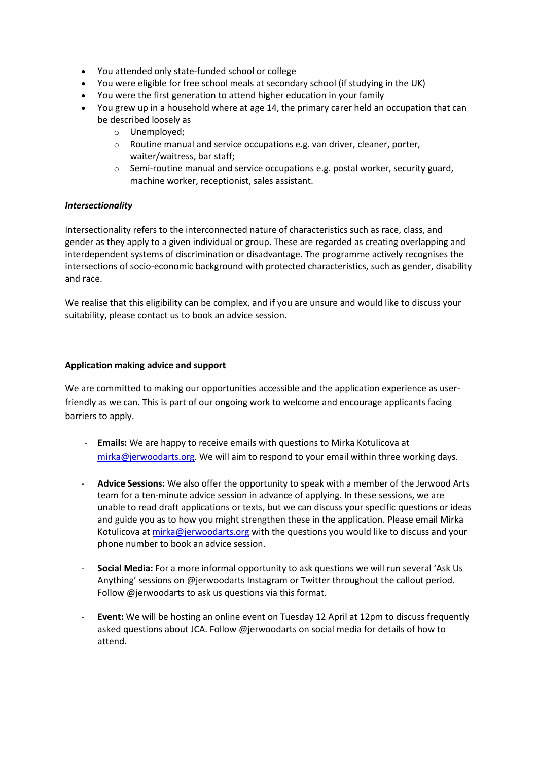- You attended only state-funded school or college
- You were eligible for free school meals at secondary school (if studying in the UK)
- You were the first generation to attend higher education in your family
- You grew up in a household where at age 14, the primary carer held an occupation that can be described loosely as
    - Unemployed;
    - Routine manual and service occupations e.g. van driver, cleaner, porter, waiter/waitress, bar staff;
    - Semi-routine manual and service occupations e.g. postal worker, security guard, machine worker, receptionist, sales assistant.

***Intersectionality***

Intersectionality refers to the interconnected nature of characteristics such as race, class, and gender as they apply to a given individual or group. These are regarded as creating overlapping and interdependent systems of discrimination or disadvantage. The programme actively recognises the intersections of socio-economic background with protected characteristics, such as gender, disability and race.

We realise that this eligibility can be complex, and if you are unsure and would like to discuss your suitability, please contact us to book an advice session.

---

**Application making advice and support**

We are committed to making our opportunities accessible and the application experience as user-friendly as we can. This is part of our ongoing work to welcome and encourage applicants facing barriers to apply.

- **Emails:** We are happy to receive emails with questions to Mirka Kotulicova at mirka@jerwoodarts.org. We will aim to respond to your email within three working days.

- **Advice Sessions:** We also offer the opportunity to speak with a member of the Jerwood Arts team for a ten-minute advice session in advance of applying. In these sessions, we are unable to read draft applications or texts, but we can discuss your specific questions or ideas and guide you as to how you might strengthen these in the application. Please email Mirka Kotulicova at mirka@jerwoodarts.org with the questions you would like to discuss and your phone number to book an advice session.

- **Social Media:** For a more informal opportunity to ask questions we will run several 'Ask Us Anything' sessions on @jerwoodarts Instagram or Twitter throughout the callout period. Follow @jerwoodarts to ask us questions via this format.

- **Event:** We will be hosting an online event on Tuesday 12 April at 12pm to discuss frequently asked questions about JCA. Follow @jerwoodarts on social media for details of how to attend.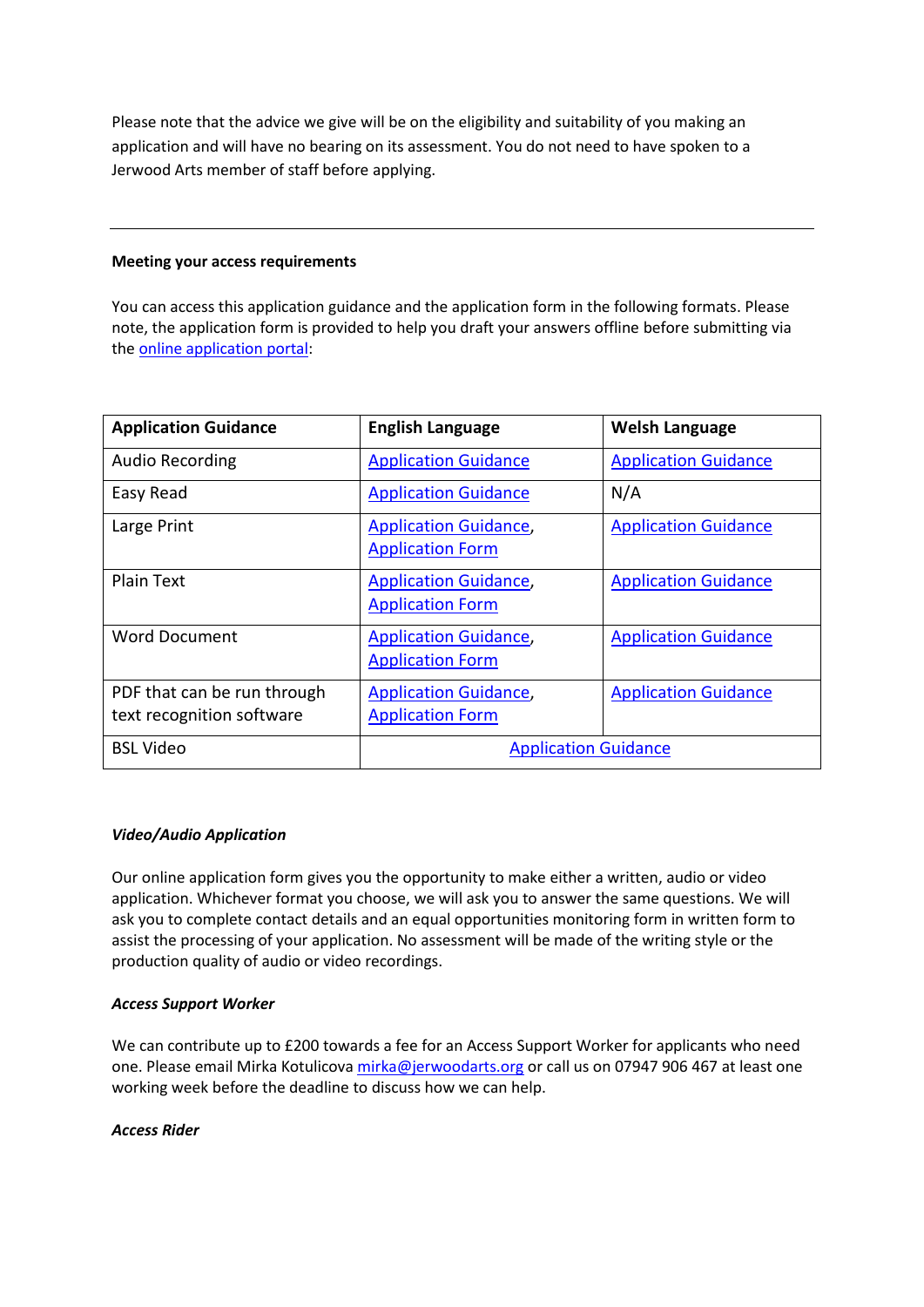Please note that the advice we give will be on the eligibility and suitability of you making an application and will have no bearing on its assessment. You do not need to have spoken to a Jerwood Arts member of staff before applying.

---

**Meeting your access requirements**

You can access this application guidance and the application form in the following formats. Please note, the application form is provided to help you draft your answers offline before submitting via the online application portal:

| Application Guidance | English Language | Welsh Language |
|---|---|---|
| Audio Recording | Application Guidance | Application Guidance |
| Easy Read | Application Guidance | N/A |
| Large Print | Application Guidance, Application Form | Application Guidance |
| Plain Text | Application Guidance, Application Form | Application Guidance |
| Word Document | Application Guidance, Application Form | Application Guidance |
| PDF that can be run through text recognition software | Application Guidance, Application Form | Application Guidance |
| BSL Video | Application Guidance | |

***Video/Audio Application***

Our online application form gives you the opportunity to make either a written, audio or video application. Whichever format you choose, we will ask you to answer the same questions. We will ask you to complete contact details and an equal opportunities monitoring form in written form to assist the processing of your application. No assessment will be made of the writing style or the production quality of audio or video recordings.

***Access Support Worker***

We can contribute up to £200 towards a fee for an Access Support Worker for applicants who need one. Please email Mirka Kotulicova mirka@jerwoodarts.org or call us on 07947 906 467 at least one working week before the deadline to discuss how we can help.

***Access Rider***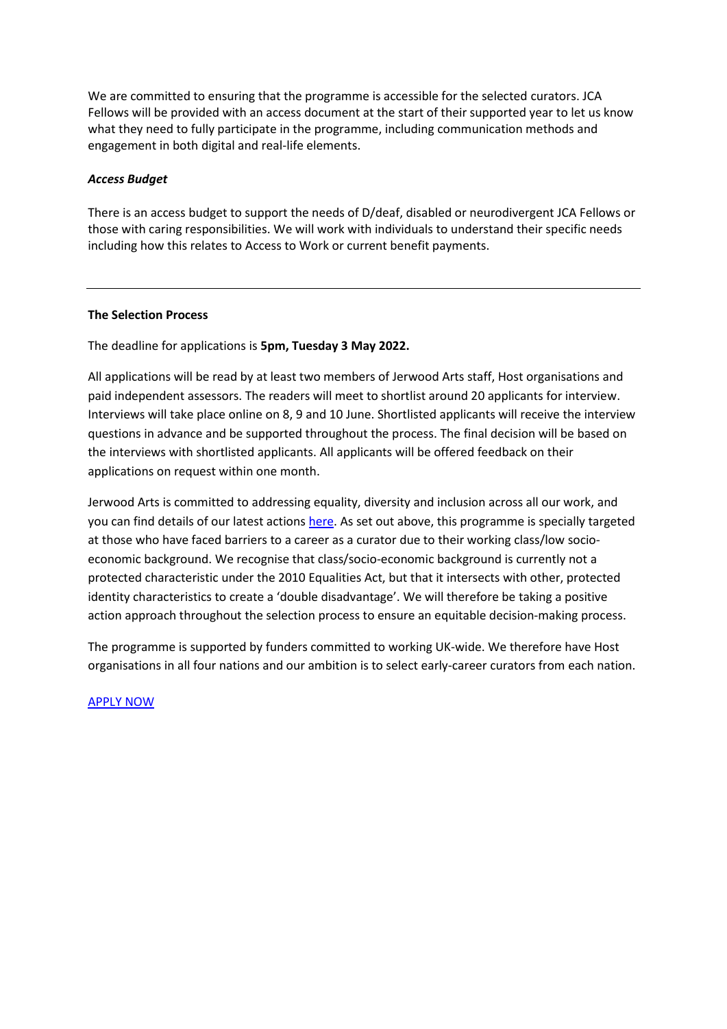We are committed to ensuring that the programme is accessible for the selected curators. JCA Fellows will be provided with an access document at the start of their supported year to let us know what they need to fully participate in the programme, including communication methods and engagement in both digital and real-life elements.

***Access Budget***

There is an access budget to support the needs of D/deaf, disabled or neurodivergent JCA Fellows or those with caring responsibilities. We will work with individuals to understand their specific needs including how this relates to Access to Work or current benefit payments.

---

**The Selection Process**

The deadline for applications is **5pm, Tuesday 3 May 2022.**

All applications will be read by at least two members of Jerwood Arts staff, Host organisations and paid independent assessors. The readers will meet to shortlist around 20 applicants for interview. Interviews will take place online on 8, 9 and 10 June. Shortlisted applicants will receive the interview questions in advance and be supported throughout the process. The final decision will be based on the interviews with shortlisted applicants. All applicants will be offered feedback on their applications on request within one month.

Jerwood Arts is committed to addressing equality, diversity and inclusion across all our work, and you can find details of our latest actions here. As set out above, this programme is specially targeted at those who have faced barriers to a career as a curator due to their working class/low socio-economic background. We recognise that class/socio-economic background is currently not a protected characteristic under the 2010 Equalities Act, but that it intersects with other, protected identity characteristics to create a 'double disadvantage'. We will therefore be taking a positive action approach throughout the selection process to ensure an equitable decision-making process.

The programme is supported by funders committed to working UK-wide. We therefore have Host organisations in all four nations and our ambition is to select early-career curators from each nation.

APPLY NOW